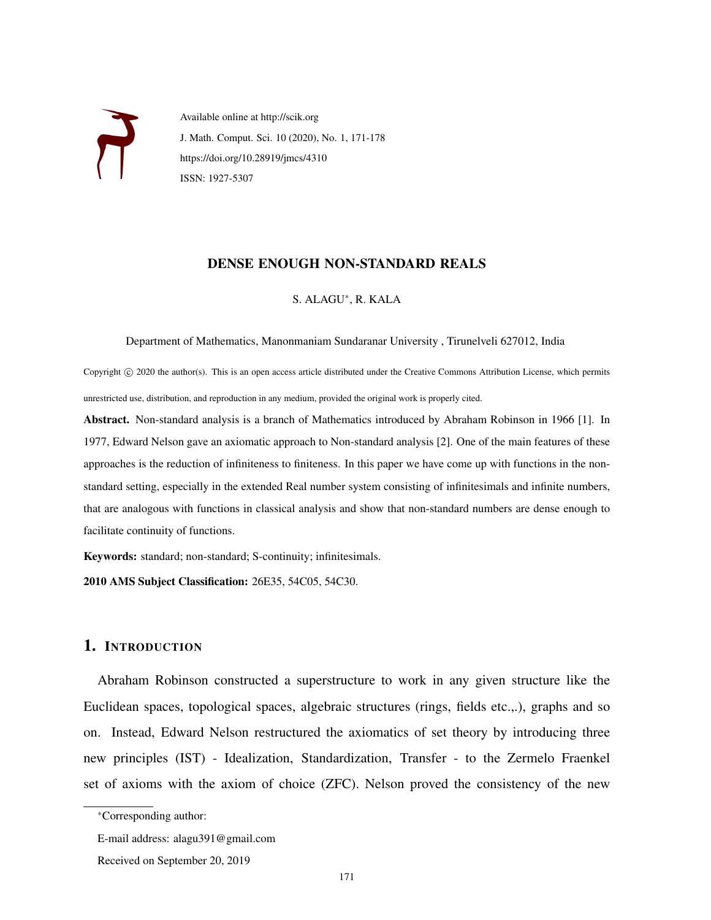Available online at http://scik.org

J. Math. Comput. Sci. 10 (2020), No. 1, 171-178

https://doi.org/10.28919/jmcs/4310

ISSN: 1927-5307

# DENSE ENOUGH NON-STANDARD REALS

S. ALAGU*, R. KALA

Department of Mathematics, Manonmaniam Sundaranar University , Tirunelveli 627012, India

Copyright © 2020 the author(s). This is an open access article distributed under the Creative Commons Attribution License, which permits unrestricted use, distribution, and reproduction in any medium, provided the original work is properly cited.

**Abstract.** Non-standard analysis is a branch of Mathematics introduced by Abraham Robinson in 1966 [1]. In 1977, Edward Nelson gave an axiomatic approach to Non-standard analysis [2]. One of the main features of these approaches is the reduction of infiniteness to finiteness. In this paper we have come up with functions in the non-standard setting, especially in the extended Real number system consisting of infinitesimals and infinite numbers, that are analogous with functions in classical analysis and show that non-standard numbers are dense enough to facilitate continuity of functions.

**Keywords:** standard; non-standard; S-continuity; infinitesimals.

**2010 AMS Subject Classification:** 26E35, 54C05, 54C30.

## 1. Introduction

Abraham Robinson constructed a superstructure to work in any given structure like the Euclidean spaces, topological spaces, algebraic structures (rings, fields etc.,.), graphs and so on. Instead, Edward Nelson restructured the axiomatics of set theory by introducing three new principles (IST) - Idealization, Standardization, Transfer - to the Zermelo Fraenkel set of axioms with the axiom of choice (ZFC). Nelson proved the consistency of the new

*Corresponding author:

E-mail address: alagu391@gmail.com

Received on September 20, 2019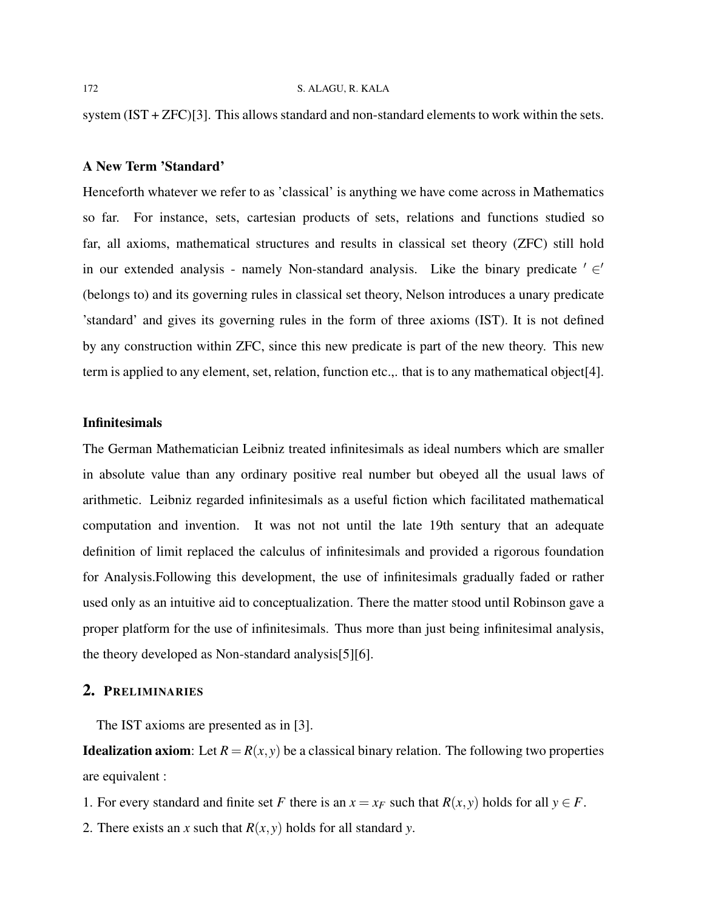system (IST + ZFC)[3]. This allows standard and non-standard elements to work within the sets.

**A New Term 'Standard'**

Henceforth whatever we refer to as 'classical' is anything we have come across in Mathematics so far. For instance, sets, cartesian products of sets, relations and functions studied so far, all axioms, mathematical structures and results in classical set theory (ZFC) still hold in our extended analysis - namely Non-standard analysis. Like the binary predicate $' \in '$ (belongs to) and its governing rules in classical set theory, Nelson introduces a unary predicate 'standard' and gives its governing rules in the form of three axioms (IST). It is not defined by any construction within ZFC, since this new predicate is part of the new theory. This new term is applied to any element, set, relation, function etc.,. that is to any mathematical object[4].

**Infinitesimals**

The German Mathematician Leibniz treated infinitesimals as ideal numbers which are smaller in absolute value than any ordinary positive real number but obeyed all the usual laws of arithmetic. Leibniz regarded infinitesimals as a useful fiction which facilitated mathematical computation and invention. It was not not until the late 19th sentury that an adequate definition of limit replaced the calculus of infinitesimals and provided a rigorous foundation for Analysis.Following this development, the use of infinitesimals gradually faded or rather used only as an intuitive aid to conceptualization. There the matter stood until Robinson gave a proper platform for the use of infinitesimals. Thus more than just being infinitesimal analysis, the theory developed as Non-standard analysis[5][6].

## 2. Preliminaries

The IST axioms are presented as in [3].

**Idealization axiom**: Let $R = R(x,y)$ be a classical binary relation. The following two properties are equivalent :

1. For every standard and finite set $F$ there is an $x = x_F$ such that $R(x,y)$ holds for all $y \in F$.
2. There exists an $x$ such that $R(x,y)$ holds for all standard $y$.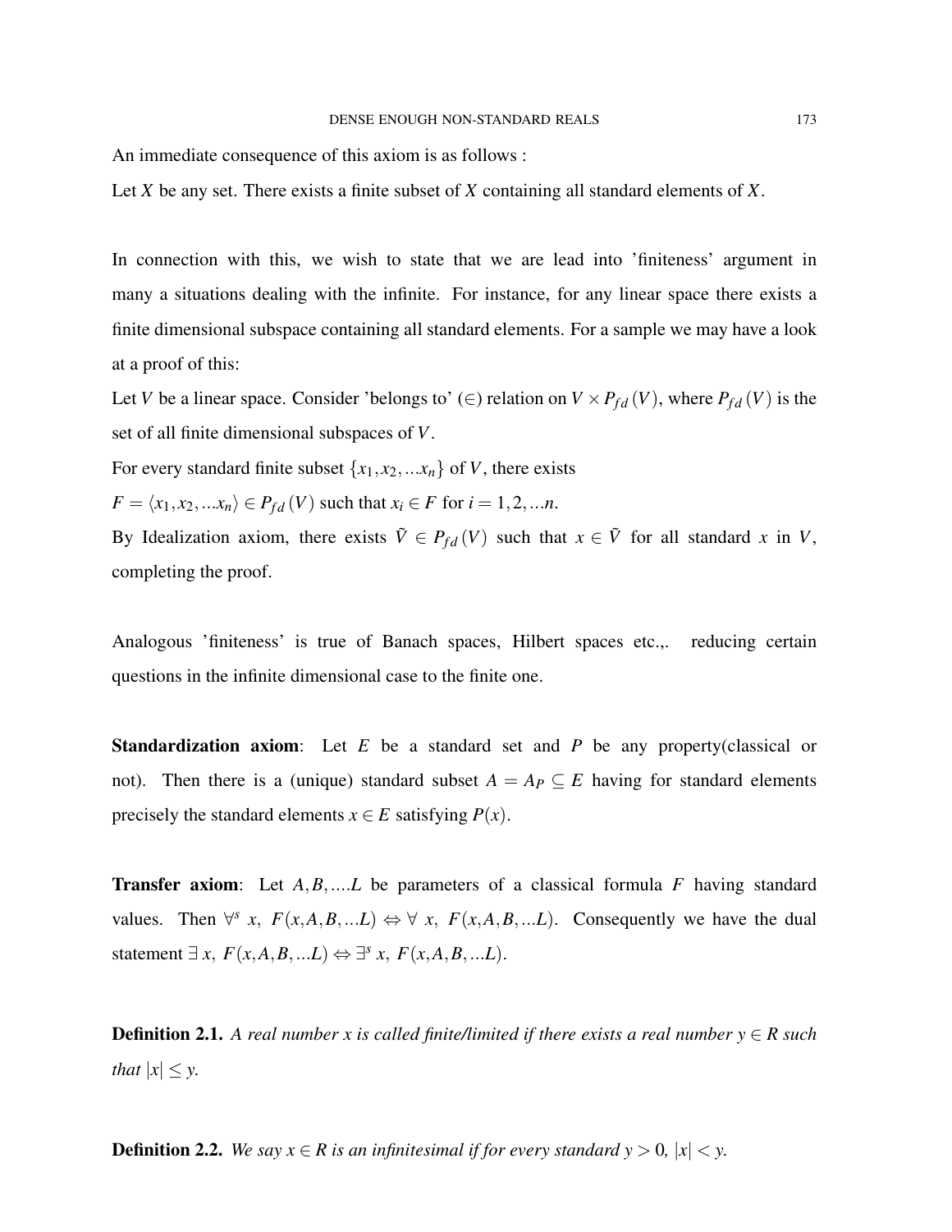An immediate consequence of this axiom is as follows :

Let $X$ be any set. There exists a finite subset of $X$ containing all standard elements of $X$.

In connection with this, we wish to state that we are lead into 'finiteness' argument in many a situations dealing with the infinite. For instance, for any linear space there exists a finite dimensional subspace containing all standard elements. For a sample we may have a look at a proof of this:

Let $V$ be a linear space. Consider 'belongs to' ($\in$) relation on $V \times P_{fd}(V)$, where $P_{fd}(V)$ is the set of all finite dimensional subspaces of $V$.

For every standard finite subset $\{x_1, x_2, ...x_n\}$ of $V$, there exists

$F = \langle x_1, x_2, ...x_n \rangle \in P_{fd}(V)$ such that $x_i \in F$ for $i = 1, 2, ...n$.

By Idealization axiom, there exists $\tilde{V} \in P_{fd}(V)$ such that $x \in \tilde{V}$ for all standard $x$ in $V$, completing the proof.

Analogous 'finiteness' is true of Banach spaces, Hilbert spaces etc.,. reducing certain questions in the infinite dimensional case to the finite one.

**Standardization axiom**: Let $E$ be a standard set and $P$ be any property(classical or not). Then there is a (unique) standard subset $A = A_P \subseteq E$ having for standard elements precisely the standard elements $x \in E$ satisfying $P(x)$.

**Transfer axiom**: Let $A, B, ....L$ be parameters of a classical formula $F$ having standard values. Then $\forall^s\ x,\ F(x, A, B, ...L) \Leftrightarrow \forall\ x,\ F(x, A, B, ...L)$. Consequently we have the dual statement $\exists\ x,\ F(x, A, B, ...L) \Leftrightarrow \exists^s\ x,\ F(x, A, B, ...L)$.

**Definition 2.1.** *A real number $x$ is called finite/limited if there exists a real number $y \in R$ such that $|x| \leq y$.*

**Definition 2.2.** *We say $x \in R$ is an infinitesimal if for every standard $y > 0$, $|x| < y$.*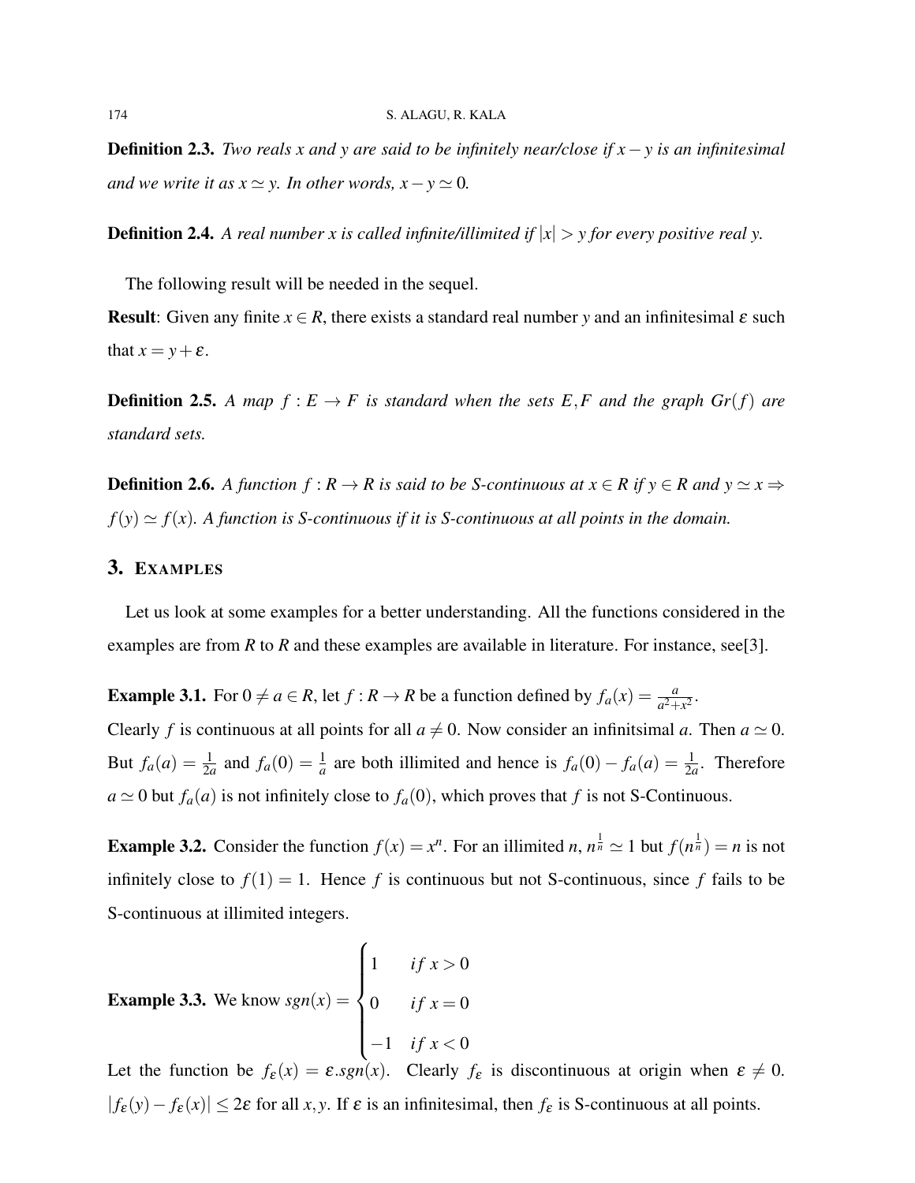**Definition 2.3.** *Two reals x and y are said to be infinitely near/close if $x-y$ is an infinitesimal and we write it as $x \simeq y$. In other words, $x - y \simeq 0$.*

**Definition 2.4.** *A real number x is called infinite/illimited if $|x| > y$ for every positive real y.*

The following result will be needed in the sequel.

**Result**: Given any finite $x \in R$, there exists a standard real number $y$ and an infinitesimal $\varepsilon$ such that $x = y + \varepsilon$.

**Definition 2.5.** *A map $f : E \to F$ is standard when the sets $E, F$ and the graph $Gr(f)$ are standard sets.*

**Definition 2.6.** *A function $f : R \to R$ is said to be S-continuous at $x \in R$ if $y \in R$ and $y \simeq x \Rightarrow f(y) \simeq f(x)$. A function is S-continuous if it is S-continuous at all points in the domain.*

## 3. Examples

Let us look at some examples for a better understanding. All the functions considered in the examples are from $R$ to $R$ and these examples are available in literature. For instance, see[3].

**Example 3.1.** For $0 \neq a \in R$, let $f : R \to R$ be a function defined by $f_a(x) = \frac{a}{a^2+x^2}$.
Clearly $f$ is continuous at all points for all $a \neq 0$. Now consider an infinitsimal $a$. Then $a \simeq 0$. But $f_a(a) = \frac{1}{2a}$ and $f_a(0) = \frac{1}{a}$ are both illimited and hence is $f_a(0) - f_a(a) = \frac{1}{2a}$. Therefore $a \simeq 0$ but $f_a(a)$ is not infinitely close to $f_a(0)$, which proves that $f$ is not S-Continuous.

**Example 3.2.** Consider the function $f(x) = x^n$. For an illimited $n$, $n^{\frac{1}{n}} \simeq 1$ but $f(n^{\frac{1}{n}}) = n$ is not infinitely close to $f(1) = 1$. Hence $f$ is continuous but not S-continuous, since $f$ fails to be S-continuous at illimited integers.

**Example 3.3.** We know $sgn(x) = \begin{cases} 1 & if\ x > 0 \\ 0 & if\ x = 0 \\ -1 & if\ x < 0 \end{cases}$

Let the function be $f_\varepsilon(x) = \varepsilon.sgn(x)$. Clearly $f_\varepsilon$ is discontinuous at origin when $\varepsilon \neq 0$. $|f_\varepsilon(y) - f_\varepsilon(x)| \leq 2\varepsilon$ for all $x, y$. If $\varepsilon$ is an infinitesimal, then $f_\varepsilon$ is S-continuous at all points.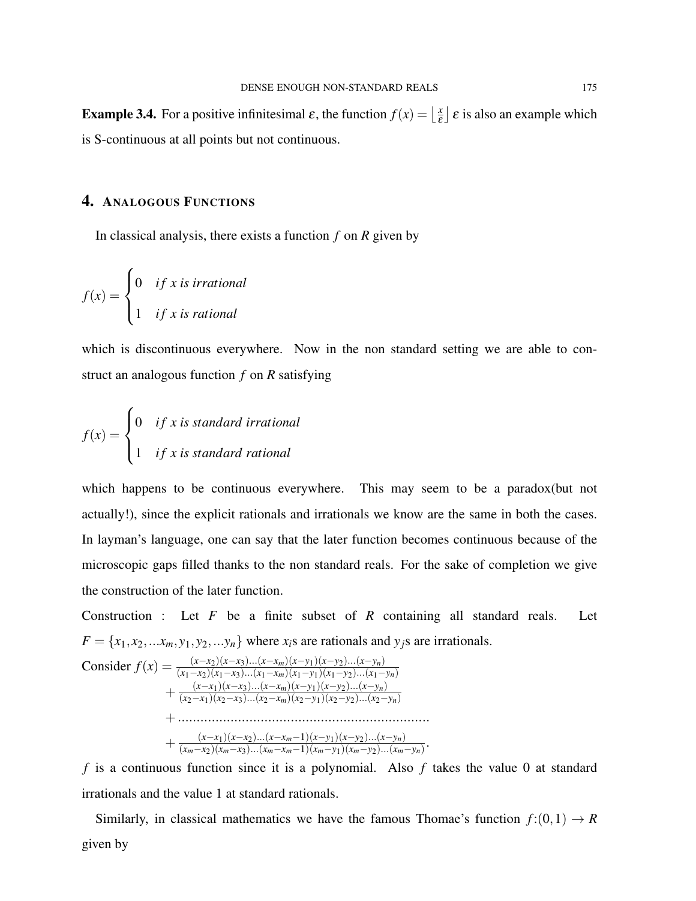**Example 3.4.** For a positive infinitesimal $\varepsilon$, the function $f(x) = \left\lfloor \frac{x}{\varepsilon} \right\rfloor \varepsilon$ is also an example which is S-continuous at all points but not continuous.

## 4. Analogous Functions

In classical analysis, there exists a function $f$ on $R$ given by

$$f(x) = \begin{cases} 0 & if\ x\ is\ irrational \\ 1 & if\ x\ is\ rational \end{cases}$$

which is discontinuous everywhere. Now in the non standard setting we are able to construct an analogous function $f$ on $R$ satisfying

$$f(x) = \begin{cases} 0 & if\ x\ is\ standard\ irrational \\ 1 & if\ x\ is\ standard\ rational \end{cases}$$

which happens to be continuous everywhere. This may seem to be a paradox(but not actually!), since the explicit rationals and irrationals we know are the same in both the cases. In layman's language, one can say that the later function becomes continuous because of the microscopic gaps filled thanks to the non standard reals. For the sake of completion we give the construction of the later function.

Construction : Let $F$ be a finite subset of $R$ containing all standard reals. Let $F = \{x_1, x_2, ...x_m, y_1, y_2, ...y_n\}$ where $x_i$s are rationals and $y_j$s are irrationals.

Consider $f(x) = \frac{(x-x_2)(x-x_3)...(x-x_m)(x-y_1)(x-y_2)...(x-y_n)}{(x_1-x_2)(x_1-x_3)...(x_1-x_m)(x_1-y_1)(x_1-y_2)...(x_1-y_n)}$

$+ \frac{(x-x_1)(x-x_3)...(x-x_m)(x-y_1)(x-y_2)...(x-y_n)}{(x_2-x_1)(x_2-x_3)...(x_2-x_m)(x_2-y_1)(x_2-y_2)...(x_2-y_n)}$

$+ \ldots\ldots\ldots\ldots\ldots\ldots\ldots\ldots\ldots\ldots\ldots\ldots\ldots\ldots$

$+ \frac{(x-x_1)(x-x_2)...(x-x_m-1)(x-y_1)(x-y_2)...(x-y_n)}{(x_m-x_2)(x_m-x_3)...(x_m-x_m-1)(x_m-y_1)(x_m-y_2)...(x_m-y_n)}.$

$f$ is a continuous function since it is a polynomial. Also $f$ takes the value 0 at standard irrationals and the value 1 at standard rationals.

Similarly, in classical mathematics we have the famous Thomae's function $f\colon(0,1) \to R$ given by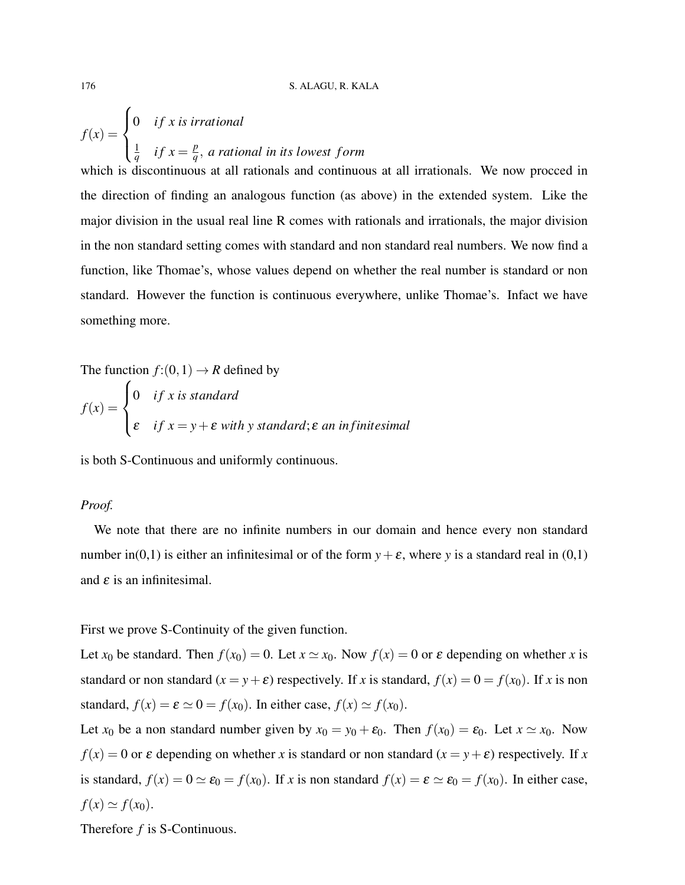$$f(x) = \begin{cases} 0 & if\ x\ is\ irrational \\ \frac{1}{q} & if\ x = \frac{p}{q},\ a\ rational\ in\ its\ lowest\ form \end{cases}$$

which is discontinuous at all rationals and continuous at all irrationals. We now procced in the direction of finding an analogous function (as above) in the extended system. Like the major division in the usual real line R comes with rationals and irrationals, the major division in the non standard setting comes with standard and non standard real numbers. We now find a function, like Thomae's, whose values depend on whether the real number is standard or non standard. However the function is continuous everywhere, unlike Thomae's. Infact we have something more.

The function $f{:}(0,1) \to R$ defined by

$$f(x) = \begin{cases} 0 & if\ x\ is\ standard \\ \varepsilon & if\ x = y + \varepsilon\ with\ y\ standard; \varepsilon\ an\ infinitesimal \end{cases}$$

is both S-Continuous and uniformly continuous.

*Proof.*

We note that there are no infinite numbers in our domain and hence every non standard number in(0,1) is either an infinitesimal or of the form $y + \varepsilon$, where $y$ is a standard real in (0,1) and $\varepsilon$ is an infinitesimal.

First we prove S-Continuity of the given function.

Let $x_0$ be standard. Then $f(x_0) = 0$. Let $x \simeq x_0$. Now $f(x) = 0$ or $\varepsilon$ depending on whether $x$ is standard or non standard ($x = y + \varepsilon$) respectively. If $x$ is standard, $f(x) = 0 = f(x_0)$. If $x$ is non standard, $f(x) = \varepsilon \simeq 0 = f(x_0)$. In either case, $f(x) \simeq f(x_0)$.

Let $x_0$ be a non standard number given by $x_0 = y_0 + \varepsilon_0$. Then $f(x_0) = \varepsilon_0$. Let $x \simeq x_0$. Now $f(x) = 0$ or $\varepsilon$ depending on whether $x$ is standard or non standard ($x = y + \varepsilon$) respectively. If $x$ is standard, $f(x) = 0 \simeq \varepsilon_0 = f(x_0)$. If $x$ is non standard $f(x) = \varepsilon \simeq \varepsilon_0 = f(x_0)$. In either case, $f(x) \simeq f(x_0)$.

Therefore $f$ is S-Continuous.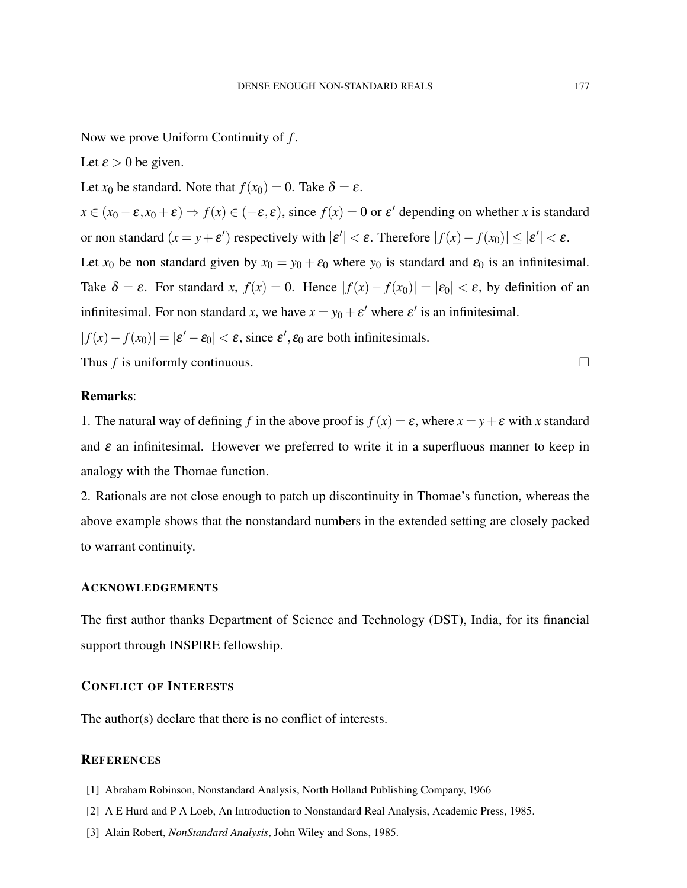Now we prove Uniform Continuity of $f$.

Let $\varepsilon > 0$ be given.

Let $x_0$ be standard. Note that $f(x_0) = 0$. Take $\delta = \varepsilon$.

$x \in (x_0 - \varepsilon, x_0 + \varepsilon) \Rightarrow f(x) \in (-\varepsilon, \varepsilon)$, since $f(x) = 0$ or $\varepsilon'$ depending on whether $x$ is standard or non standard ($x = y + \varepsilon'$) respectively with $|\varepsilon'| < \varepsilon$. Therefore $|f(x) - f(x_0)| \leq |\varepsilon'| < \varepsilon$.

Let $x_0$ be non standard given by $x_0 = y_0 + \varepsilon_0$ where $y_0$ is standard and $\varepsilon_0$ is an infinitesimal. Take $\delta = \varepsilon$. For standard $x$, $f(x) = 0$. Hence $|f(x) - f(x_0)| = |\varepsilon_0| < \varepsilon$, by definition of an infinitesimal. For non standard $x$, we have $x = y_0 + \varepsilon'$ where $\varepsilon'$ is an infinitesimal.

$|f(x) - f(x_0)| = |\varepsilon' - \varepsilon_0| < \varepsilon$, since $\varepsilon', \varepsilon_0$ are both infinitesimals.

Thus $f$ is uniformly continuous. □

**Remarks**:

1. The natural way of defining $f$ in the above proof is $f(x) = \varepsilon$, where $x = y + \varepsilon$ with $x$ standard and $\varepsilon$ an infinitesimal. However we preferred to write it in a superfluous manner to keep in analogy with the Thomae function.

2. Rationals are not close enough to patch up discontinuity in Thomae's function, whereas the above example shows that the nonstandard numbers in the extended setting are closely packed to warrant continuity.

## Acknowledgements

The first author thanks Department of Science and Technology (DST), India, for its financial support through INSPIRE fellowship.

## Conflict of Interests

The author(s) declare that there is no conflict of interests.

## References

[1] Abraham Robinson, Nonstandard Analysis, North Holland Publishing Company, 1966

[2] A E Hurd and P A Loeb, An Introduction to Nonstandard Real Analysis, Academic Press, 1985.

[3] Alain Robert, *NonStandard Analysis*, John Wiley and Sons, 1985.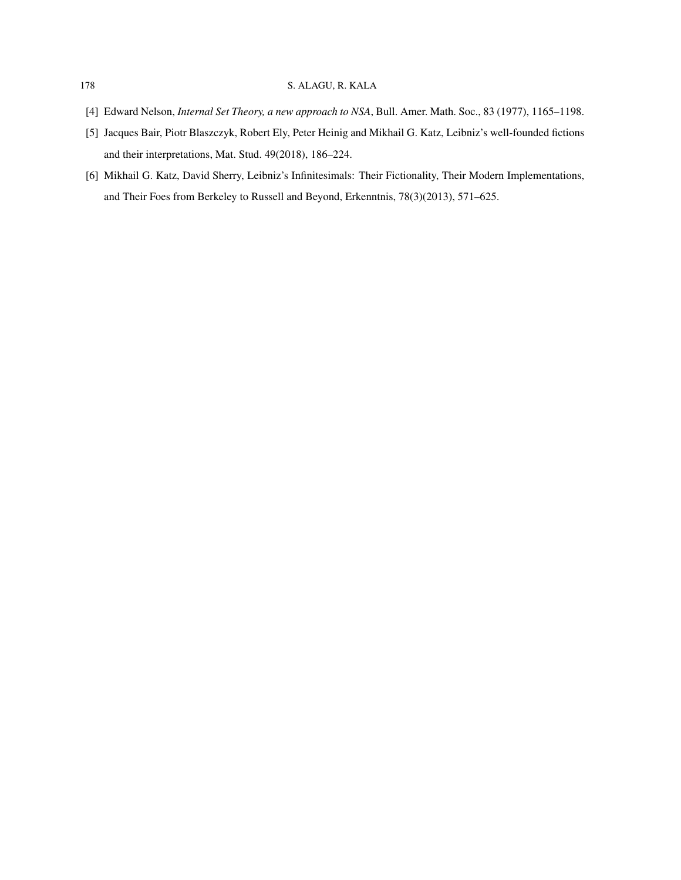[4] Edward Nelson, *Internal Set Theory, a new approach to NSA*, Bull. Amer. Math. Soc., 83 (1977), 1165–1198.

[5] Jacques Bair, Piotr Blaszczyk, Robert Ely, Peter Heinig and Mikhail G. Katz, Leibniz's well-founded fictions and their interpretations, Mat. Stud. 49(2018), 186–224.

[6] Mikhail G. Katz, David Sherry, Leibniz's Infinitesimals: Their Fictionality, Their Modern Implementations, and Their Foes from Berkeley to Russell and Beyond, Erkenntnis, 78(3)(2013), 571–625.